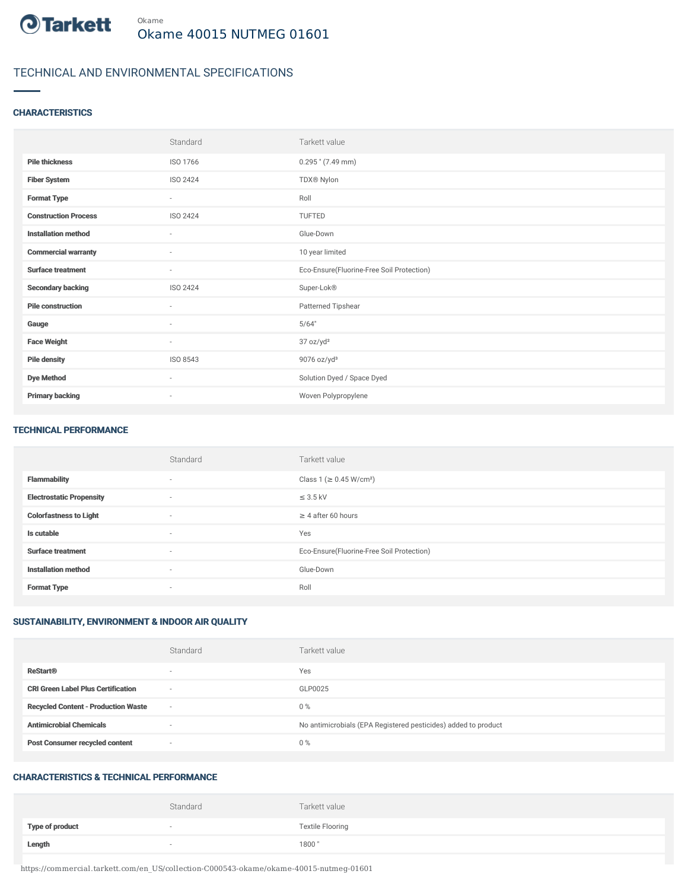Okame

# Okame 40015 NUTMEG 01601

## TECHNICAL AND ENVIRONMENTAL SPECIFICATIONS

### CHARACTERISTICS

| | Standard | Tarkett value |
|---|---|---|
| **Pile thickness** | ISO 1766 | 0.295 " (7.49 mm) |
| **Fiber System** | ISO 2424 | TDX® Nylon |
| **Format Type** | - | Roll |
| **Construction Process** | ISO 2424 | TUFTED |
| **Installation method** | - | Glue-Down |
| **Commercial warranty** | - | 10 year limited |
| **Surface treatment** | - | Eco-Ensure(Fluorine-Free Soil Protection) |
| **Secondary backing** | ISO 2424 | Super-Lok® |
| **Pile construction** | - | Patterned Tipshear |
| **Gauge** | - | 5/64" |
| **Face Weight** | - | 37 oz/yd² |
| **Pile density** | ISO 8543 | 9076 oz/yd³ |
| **Dye Method** | - | Solution Dyed / Space Dyed |
| **Primary backing** | - | Woven Polypropylene |

### TECHNICAL PERFORMANCE

| | Standard | Tarkett value |
|---|---|---|
| **Flammability** | - | Class 1 (≥ 0.45 W/cm²) |
| **Electrostatic Propensity** | - | ≤ 3.5 kV |
| **Colorfastness to Light** | - | ≥ 4 after 60 hours |
| **Is cutable** | - | Yes |
| **Surface treatment** | - | Eco-Ensure(Fluorine-Free Soil Protection) |
| **Installation method** | - | Glue-Down |
| **Format Type** | - | Roll |

### SUSTAINABILITY, ENVIRONMENT & INDOOR AIR QUALITY

| | Standard | Tarkett value |
|---|---|---|
| **ReStart®** | - | Yes |
| **CRI Green Label Plus Certification** | - | GLP0025 |
| **Recycled Content - Production Waste** | - | 0 % |
| **Antimicrobial Chemicals** | - | No antimicrobials (EPA Registered pesticides) added to product |
| **Post Consumer recycled content** | - | 0 % |

### CHARACTERISTICS & TECHNICAL PERFORMANCE

| | Standard | Tarkett value |
|---|---|---|
| **Type of product** | - | Textile Flooring |
| **Length** | - | 1800 " |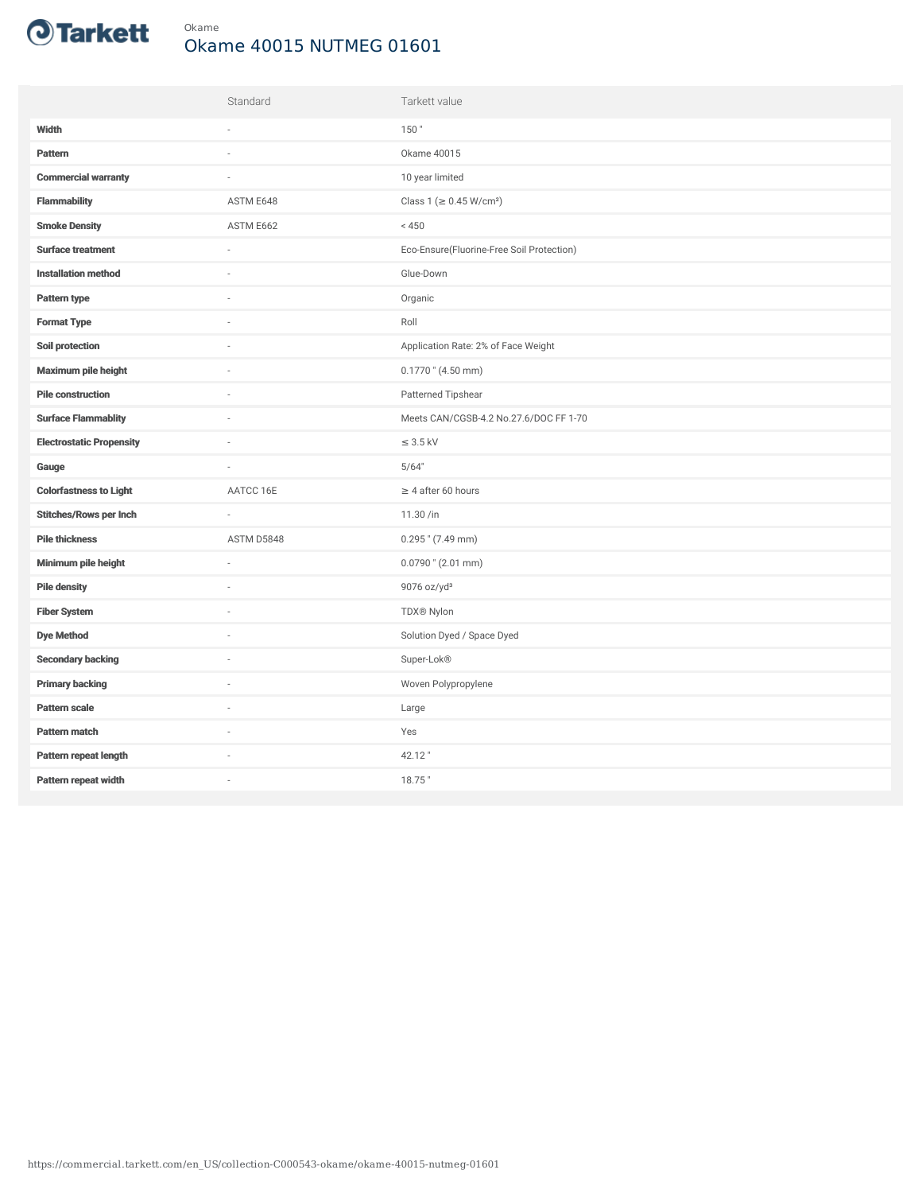Okame

# Okame 40015 NUTMEG 01601

| | Standard | Tarkett value |
|---|---|---|
| **Width** | - | 150 " |
| **Pattern** | - | Okame 40015 |
| **Commercial warranty** | - | 10 year limited |
| **Flammability** | ASTM E648 | Class 1 (≥ 0.45 W/cm²) |
| **Smoke Density** | ASTM E662 | < 450 |
| **Surface treatment** | - | Eco-Ensure(Fluorine-Free Soil Protection) |
| **Installation method** | - | Glue-Down |
| **Pattern type** | - | Organic |
| **Format Type** | - | Roll |
| **Soil protection** | - | Application Rate: 2% of Face Weight |
| **Maximum pile height** | - | 0.1770 " (4.50 mm) |
| **Pile construction** | - | Patterned Tipshear |
| **Surface Flammablity** | - | Meets CAN/CGSB-4.2 No.27.6/DOC FF 1-70 |
| **Electrostatic Propensity** | - | ≤ 3.5 kV |
| **Gauge** | - | 5/64" |
| **Colorfastness to Light** | AATCC 16E | ≥ 4 after 60 hours |
| **Stitches/Rows per Inch** | - | 11.30 /in |
| **Pile thickness** | ASTM D5848 | 0.295 " (7.49 mm) |
| **Minimum pile height** | - | 0.0790 " (2.01 mm) |
| **Pile density** | - | 9076 oz/yd³ |
| **Fiber System** | - | TDX® Nylon |
| **Dye Method** | - | Solution Dyed / Space Dyed |
| **Secondary backing** | - | Super-Lok® |
| **Primary backing** | - | Woven Polypropylene |
| **Pattern scale** | - | Large |
| **Pattern match** | - | Yes |
| **Pattern repeat length** | - | 42.12 " |
| **Pattern repeat width** | - | 18.75 " |